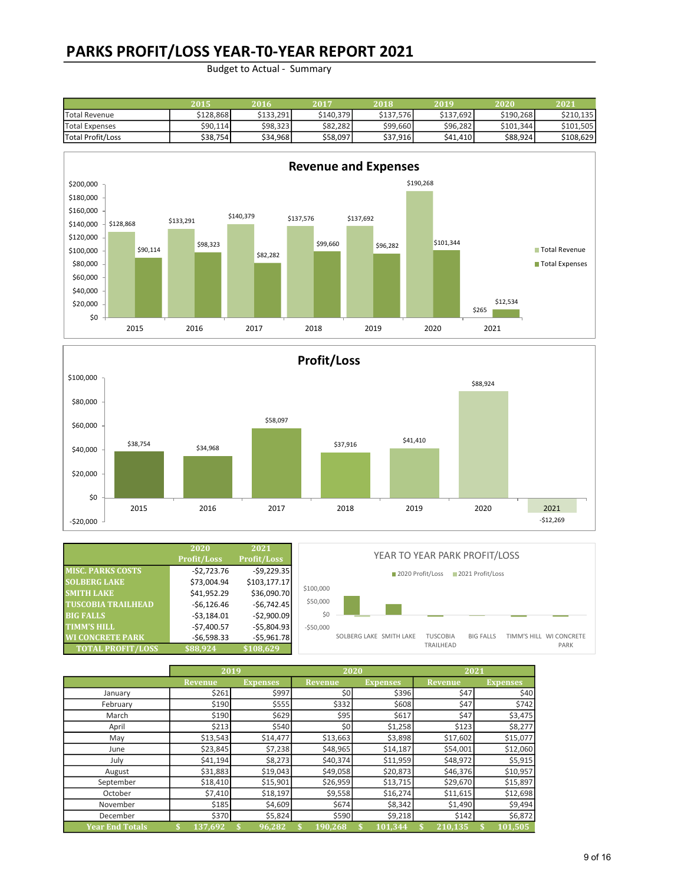# PARKS PROFIT/LOSS YEAR-T0-YEAR REPORT 2021

Budget to Actual - Summary

| | 2015 | 2016 | 2017 | 2018 | 2019 | 2020 | 2021 |
|---|---|---|---|---|---|---|---|
| Total Revenue | $128,868 | $133,291 | $140,379 | $137,576 | $137,692 | $190,268 | $210,135 |
| Total Expenses | $90,114 | $98,323 | $82,282 | $99,660 | $96,282 | $101,344 | $101,505 |
| Total Profit/Loss | $38,754 | $34,968 | $58,097 | $37,916 | $41,410 | $88,924 | $108,629 |

**Revenue and Expenses**

| Year | Total Revenue | Total Expenses |
|---|---|---|
| 2015 | $128,868 | $90,114 |
| 2016 | $133,291 | $98,323 |
| 2017 | $140,379 | $82,282 |
| 2018 | $137,576 | $99,660 |
| 2019 | $137,692 | $96,282 |
| 2020 | $190,268 | $101,344 |
| 2021 | $265 | $12,534 |

**Profit/Loss**

| Year | Profit/Loss |
|---|---|
| 2015 | $38,754 |
| 2016 | $34,968 |
| 2017 | $58,097 |
| 2018 | $37,916 |
| 2019 | $41,410 |
| 2020 | $88,924 |
| 2021 | -$12,269 |

| | 2020 Profit/Loss | 2021 Profit/Loss |
|---|---|---|
| MISC. PARKS COSTS | -$2,723.76 | -$9,229.35 |
| SOLBERG LAKE | $73,004.94 | $103,177.17 |
| SMITH LAKE | $41,952.29 | $36,090.70 |
| TUSCOBIA TRAILHEAD | -$6,126.46 | -$6,742.45 |
| BIG FALLS | -$3,184.01 | -$2,900.09 |
| TIMM'S HILL | -$7,400.57 | -$5,804.93 |
| WI CONCRETE PARK | -$6,598.33 | -$5,961.78 |
| TOTAL PROFIT/LOSS | $88,924 | $108,629 |

**YEAR TO YEAR PARK PROFIT/LOSS**

(Chart: 2020 Profit/Loss, 2021 Profit/Loss for SOLBERG LAKE, SMITH LAKE, TUSCOBIA TRAILHEAD, BIG FALLS, TIMM'S HILL, WI CONCRETE PARK)

| | 2019 | | 2020 | | 2021 | |
|---|---|---|---|---|---|---|
| | Revenue | Expenses | Revenue | Expenses | Revenue | Expenses |
| January | $261 | $997 | $0 | $396 | $47 | $40 |
| February | $190 | $555 | $332 | $608 | $47 | $742 |
| March | $190 | $629 | $95 | $617 | $47 | $3,475 |
| April | $213 | $540 | $0 | $1,258 | $123 | $8,277 |
| May | $13,543 | $14,477 | $13,663 | $3,898 | $17,602 | $15,077 |
| June | $23,845 | $7,238 | $48,965 | $14,187 | $54,001 | $12,060 |
| July | $41,194 | $8,273 | $40,374 | $11,959 | $48,972 | $5,915 |
| August | $31,883 | $19,043 | $49,058 | $20,873 | $46,376 | $10,957 |
| September | $18,410 | $15,901 | $26,959 | $13,715 | $29,670 | $15,897 |
| October | $7,410 | $18,197 | $9,558 | $16,274 | $11,615 | $12,698 |
| November | $185 | $4,609 | $674 | $8,342 | $1,490 | $9,494 |
| December | $370 | $5,824 | $590 | $9,218 | $142 | $6,872 |
| Year End Totals | $ 137,692 | $ 96,282 | $ 190,268 | $ 101,344 | $ 210,135 | $ 101,505 |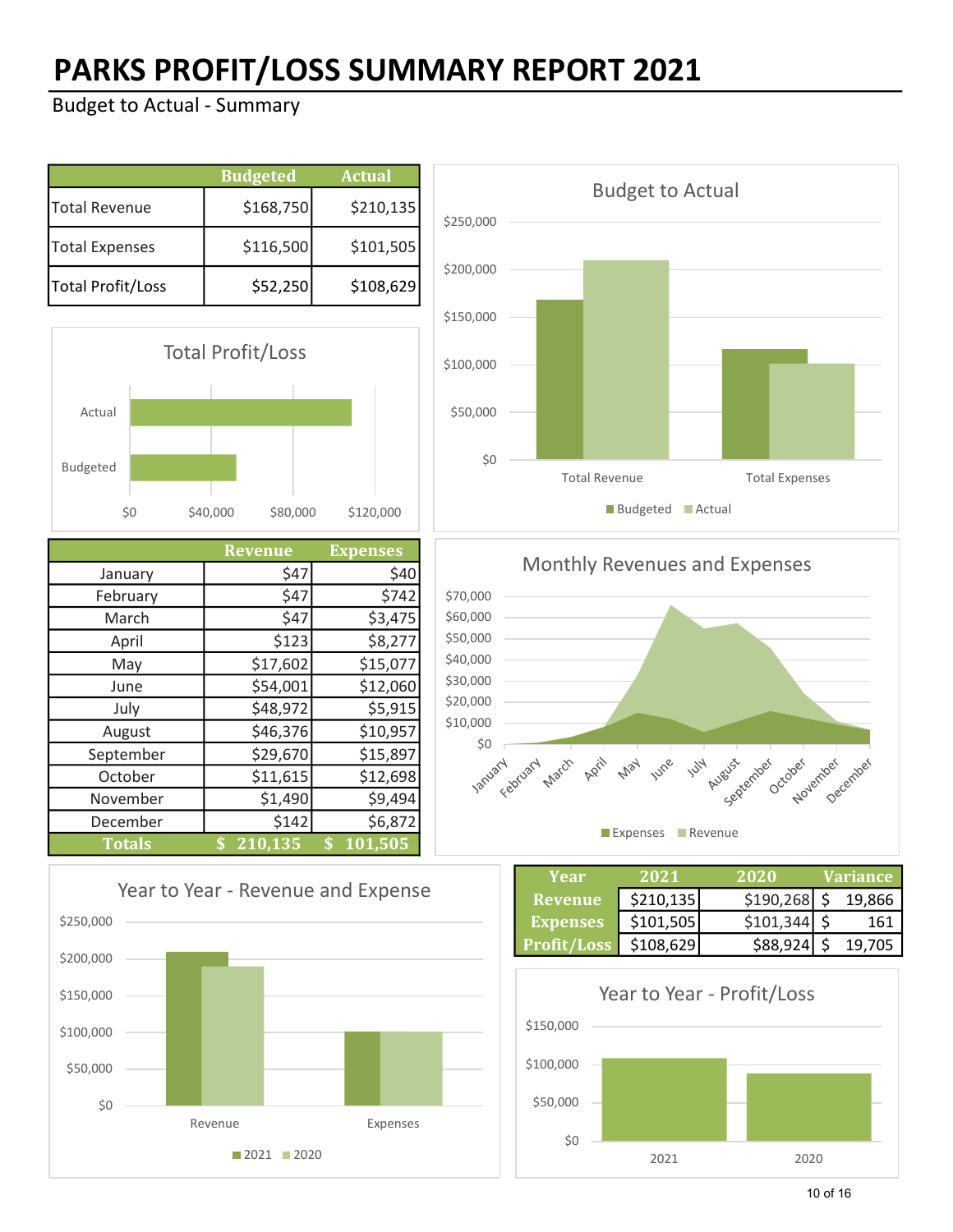# PARKS PROFIT/LOSS SUMMARY REPORT 2021

Budget to Actual - Summary

| | Budgeted | Actual |
|---|---|---|
| Total Revenue | $168,750 | $210,135 |
| Total Expenses | $116,500 | $101,505 |
| Total Profit/Loss | $52,250 | $108,629 |

| | Revenue | Expenses |
|---|---|---|
| January | $47 | $40 |
| February | $47 | $742 |
| March | $47 | $3,475 |
| April | $123 | $8,277 |
| May | $17,602 | $15,077 |
| June | $54,001 | $12,060 |
| July | $48,972 | $5,915 |
| August | $46,376 | $10,957 |
| September | $29,670 | $15,897 |
| October | $11,615 | $12,698 |
| November | $1,490 | $9,494 |
| December | $142 | $6,872 |
| **Totals** | **$ 210,135** | **$ 101,505** |

| Year | 2021 | 2020 | Variance |
|---|---|---|---|
| Revenue | $210,135 | $190,268 | $ 19,866 |
| Expenses | $101,505 | $101,344 | $ 161 |
| Profit/Loss | $108,629 | $88,924 | $ 19,705 |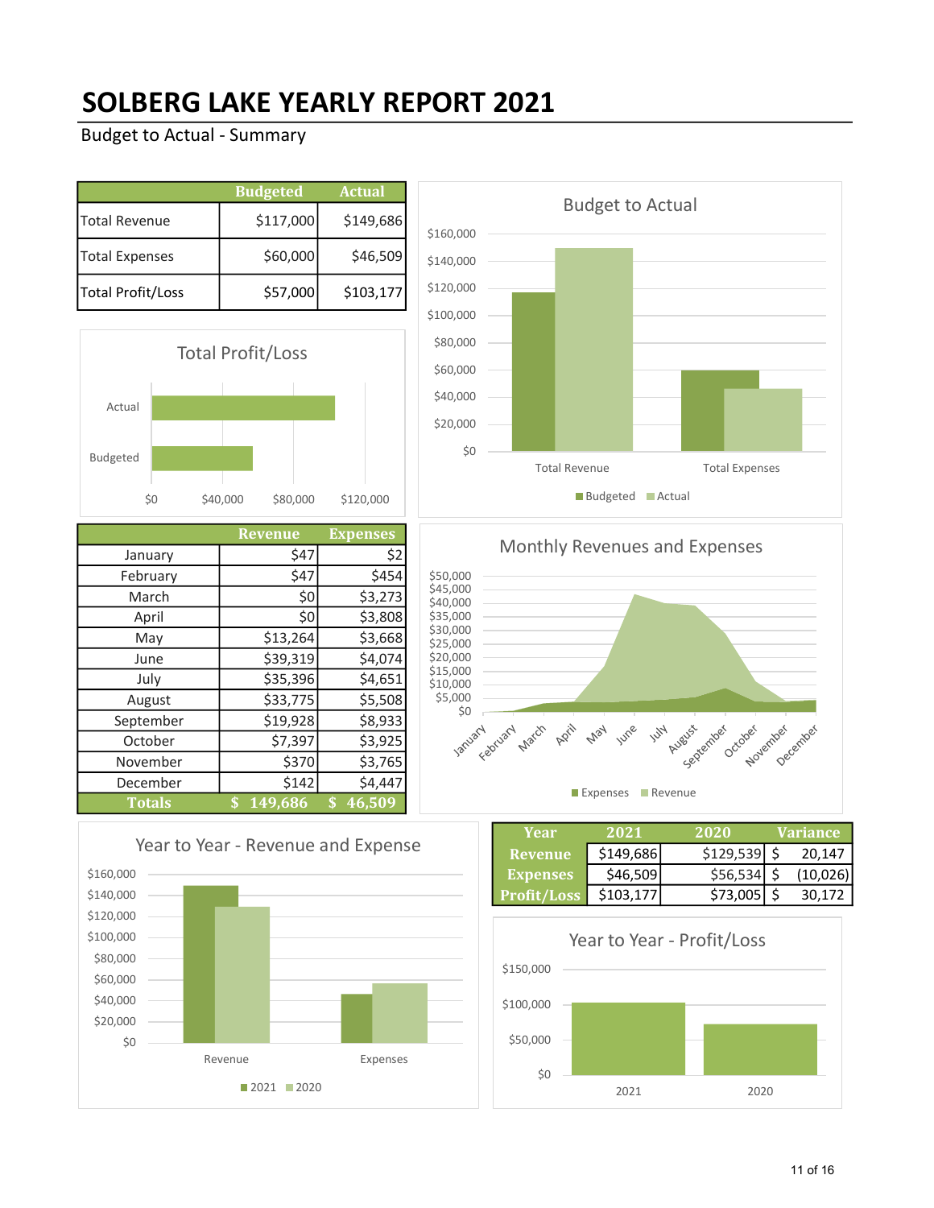# SOLBERG LAKE YEARLY REPORT 2021

## Budget to Actual - Summary

| | Budgeted | Actual |
|---|---|---|
| Total Revenue | $117,000 | $149,686 |
| Total Expenses | $60,000 | $46,509 |
| Total Profit/Loss | $57,000 | $103,177 |

Total Profit/Loss

Budget to Actual

| | Revenue | Expenses |
|---|---|---|
| January | $47 | $2 |
| February | $47 | $454 |
| March | $0 | $3,273 |
| April | $0 | $3,808 |
| May | $13,264 | $3,668 |
| June | $39,319 | $4,074 |
| July | $35,396 | $4,651 |
| August | $33,775 | $5,508 |
| September | $19,928 | $8,933 |
| October | $7,397 | $3,925 |
| November | $370 | $3,765 |
| December | $142 | $4,447 |
| **Totals** | **$ 149,686** | **$ 46,509** |

Monthly Revenues and Expenses

Year to Year - Revenue and Expense

| Year | 2021 | 2020 | Variance |
|---|---|---|---|
| Revenue | $149,686 | $129,539 | $ 20,147 |
| Expenses | $46,509 | $56,534 | $ (10,026) |
| Profit/Loss | $103,177 | $73,005 | $ 30,172 |

Year to Year - Profit/Loss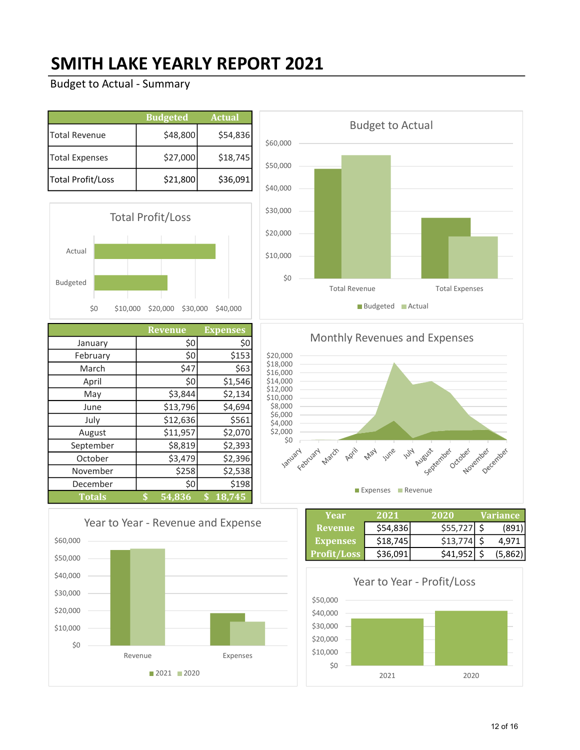# SMITH LAKE YEARLY REPORT 2021

Budget to Actual - Summary

| | Budgeted | Actual |
|---|---|---|
| Total Revenue | $48,800 | $54,836 |
| Total Expenses | $27,000 | $18,745 |
| Total Profit/Loss | $21,800 | $36,091 |

| | Revenue | Expenses |
|---|---|---|
| January | $0 | $0 |
| February | $0 | $153 |
| March | $47 | $63 |
| April | $0 | $1,546 |
| May | $3,844 | $2,134 |
| June | $13,796 | $4,694 |
| July | $12,636 | $561 |
| August | $11,957 | $2,070 |
| September | $8,819 | $2,393 |
| October | $3,479 | $2,396 |
| November | $258 | $2,538 |
| December | $0 | $198 |
| **Totals** | **$ 54,836** | **$ 18,745** |

| Year | 2021 | 2020 | Variance |
|---|---|---|---|
| Revenue | $54,836 | $55,727 | $ (891) |
| Expenses | $18,745 | $13,774 | $ 4,971 |
| Profit/Loss | $36,091 | $41,952 | $ (5,862) |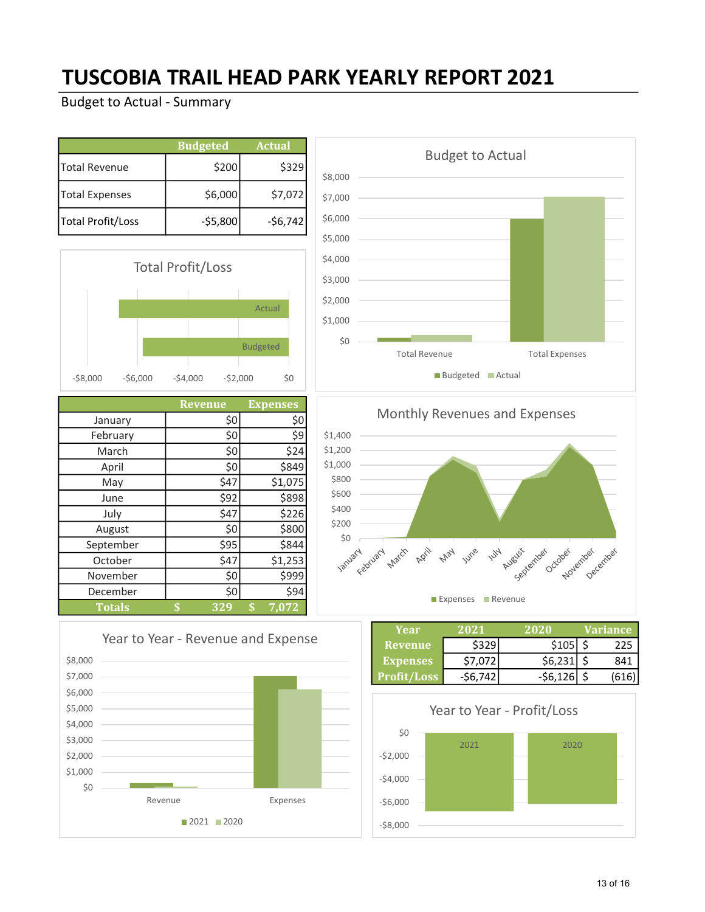# TUSCOBIA TRAIL HEAD PARK YEARLY REPORT 2021

## Budget to Actual - Summary

| | Budgeted | Actual |
|---|---|---|
| Total Revenue | $200 | $329 |
| Total Expenses | $6,000 | $7,072 |
| Total Profit/Loss | -$5,800 | -$6,742 |

| | Revenue | Expenses |
|---|---|---|
| January | $0 | $0 |
| February | $0 | $9 |
| March | $0 | $24 |
| April | $0 | $849 |
| May | $47 | $1,075 |
| June | $92 | $898 |
| July | $47 | $226 |
| August | $0 | $800 |
| September | $95 | $844 |
| October | $47 | $1,253 |
| November | $0 | $999 |
| December | $0 | $94 |
| **Totals** | **$ 329** | **$ 7,072** |

| Year | 2021 | 2020 | Variance |
|---|---|---|---|
| Revenue | $329 | $105 | $ 225 |
| Expenses | $7,072 | $6,231 | $ 841 |
| Profit/Loss | -$6,742 | -$6,126 | $ (616) |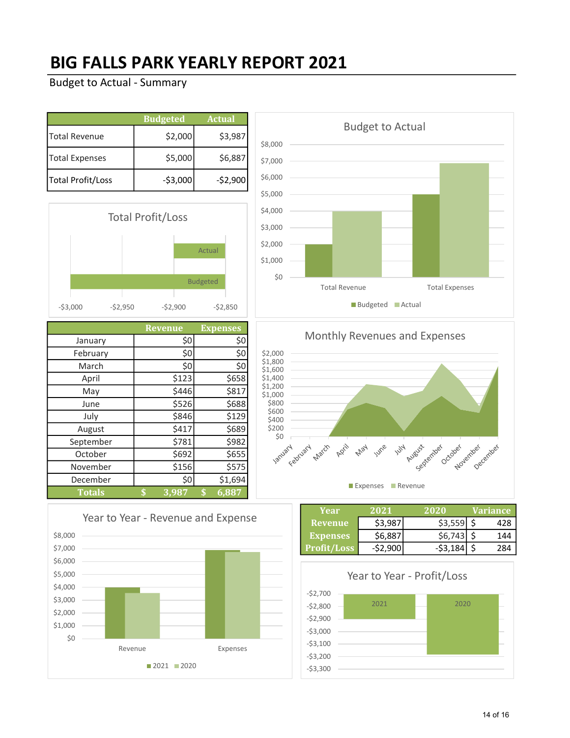# BIG FALLS PARK YEARLY REPORT 2021

## Budget to Actual - Summary

| | Budgeted | Actual |
|---|---|---|
| Total Revenue | $2,000 | $3,987 |
| Total Expenses | $5,000 | $6,887 |
| Total Profit/Loss | -$3,000 | -$2,900 |

| | Revenue | Expenses |
|---|---|---|
| January | $0 | $0 |
| February | $0 | $0 |
| March | $0 | $0 |
| April | $123 | $658 |
| May | $446 | $817 |
| June | $526 | $688 |
| July | $846 | $129 |
| August | $417 | $689 |
| September | $781 | $982 |
| October | $692 | $655 |
| November | $156 | $575 |
| December | $0 | $1,694 |
| **Totals** | **$ 3,987** | **$ 6,887** |

| Year | 2021 | 2020 | Variance |
|---|---|---|---|
| Revenue | $3,987 | $3,559 | $ 428 |
| Expenses | $6,887 | $6,743 | $ 144 |
| Profit/Loss | -$2,900 | -$3,184 | $ 284 |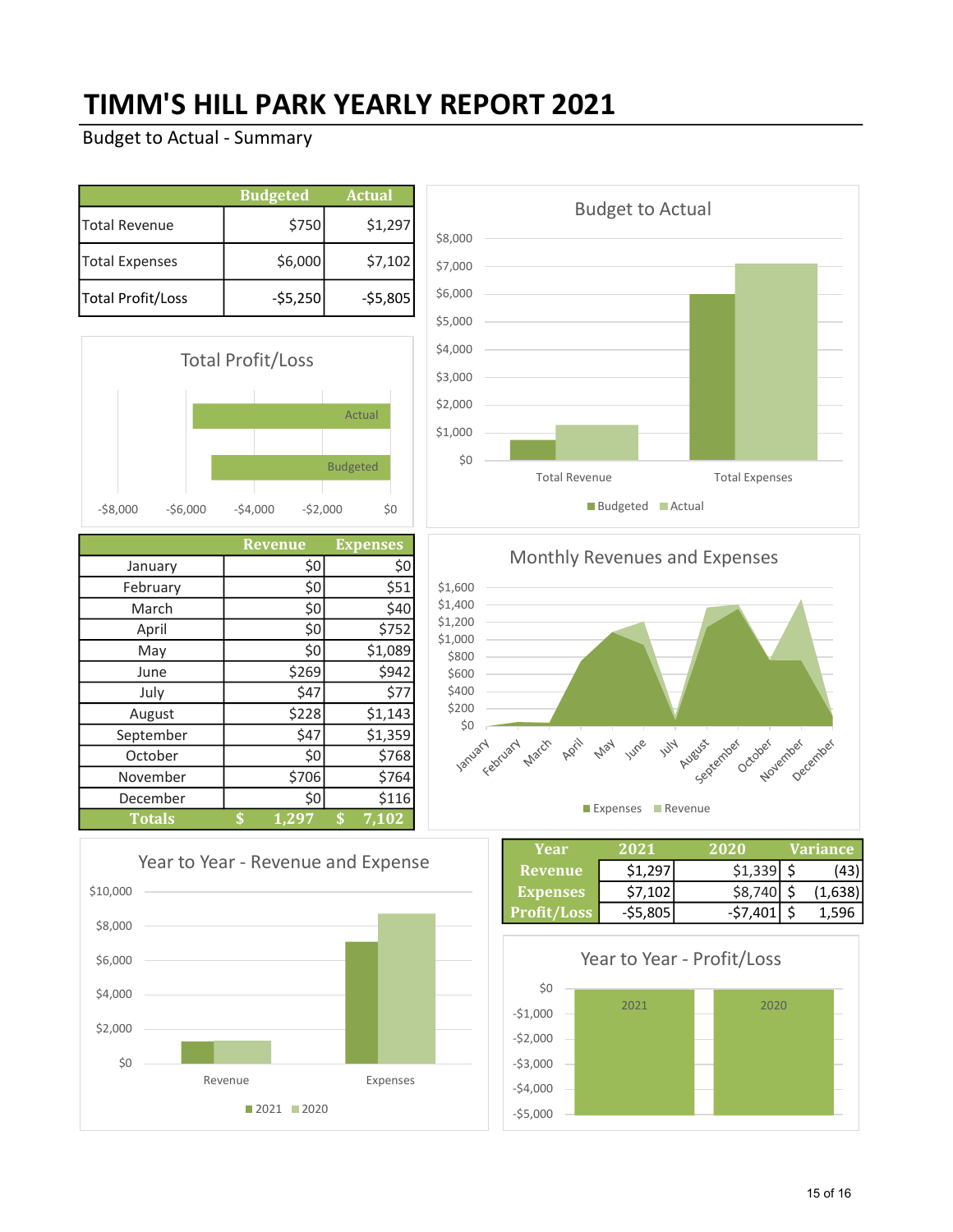# TIMM'S HILL PARK YEARLY REPORT 2021

## Budget to Actual - Summary

| | Budgeted | Actual |
|---|---|---|
| Total Revenue | $750 | $1,297 |
| Total Expenses | $6,000 | $7,102 |
| Total Profit/Loss | -$5,250 | -$5,805 |

| | Revenue | Expenses |
|---|---|---|
| January | $0 | $0 |
| February | $0 | $51 |
| March | $0 | $40 |
| April | $0 | $752 |
| May | $0 | $1,089 |
| June | $269 | $942 |
| July | $47 | $77 |
| August | $228 | $1,143 |
| September | $47 | $1,359 |
| October | $0 | $768 |
| November | $706 | $764 |
| December | $0 | $116 |
| **Totals** | **$ 1,297** | **$ 7,102** |

| Year | 2021 | 2020 | Variance |
|---|---|---|---|
| Revenue | $1,297 | $1,339 | $ (43) |
| Expenses | $7,102 | $8,740 | $ (1,638) |
| Profit/Loss | -$5,805 | -$7,401 | $ 1,596 |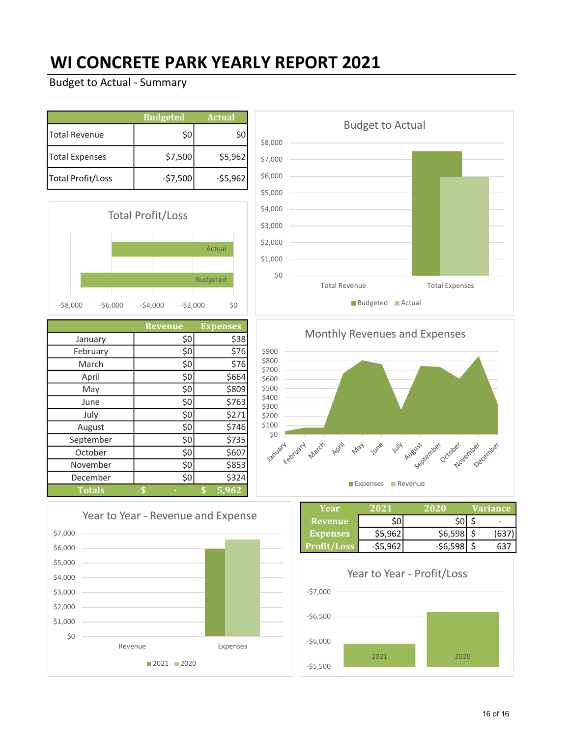# WI CONCRETE PARK YEARLY REPORT 2021

## Budget to Actual - Summary

| | Budgeted | Actual |
|---|---|---|
| Total Revenue | $0 | $0 |
| Total Expenses | $7,500 | $5,962 |
| Total Profit/Loss | -$7,500 | -$5,962 |

Budget to Actual

$8,000
$7,000
$6,000
$5,000
$4,000
$3,000
$2,000
$1,000
$0

Total Revenue
Total Expenses

Budgeted
Actual

Total Profit/Loss

Actual
Budgeted

-$8,000
-$6,000
-$4,000
-$2,000
$0

| | Revenue | Expenses |
|---|---|---|
| January | $0 | $38 |
| February | $0 | $76 |
| March | $0 | $76 |
| April | $0 | $664 |
| May | $0 | $809 |
| June | $0 | $763 |
| July | $0 | $271 |
| August | $0 | $746 |
| September | $0 | $735 |
| October | $0 | $607 |
| November | $0 | $853 |
| December | $0 | $324 |
| **Totals** | $ - | $ 5,962 |

Monthly Revenues and Expenses

$900
$800
$700
$600
$500
$400
$300
$200
$100
$0

January
February
March
April
May
June
July
August
September
October
November
December

Expenses
Revenue

Year to Year - Revenue and Expense

$7,000
$6,000
$5,000
$4,000
$3,000
$2,000
$1,000
$0

Revenue
Expenses

2021
2020

| Year | 2021 | 2020 | Variance |
|---|---|---|---|
| Revenue | $0 | $0 | $ - |
| Expenses | $5,962 | $6,598 | $ (637) |
| Profit/Loss | -$5,962 | -$6,598 | $ 637 |

Year to Year - Profit/Loss

-$7,000
-$6,500
-$6,000
-$5,500

2021
2020